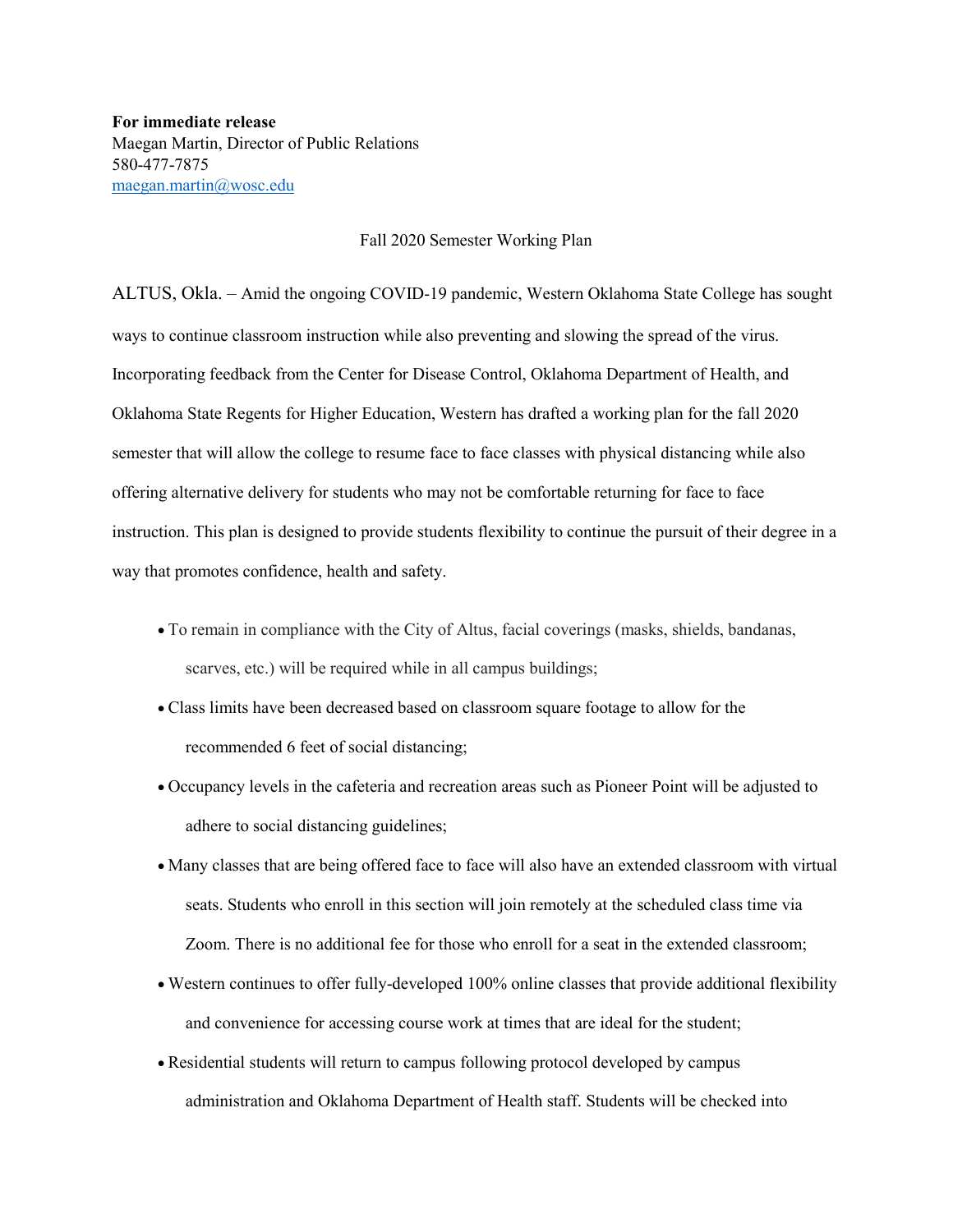**For immediate release**
Maegan Martin, Director of Public Relations
580-477-7875
maegan.martin@wosc.edu

Fall 2020 Semester Working Plan

ALTUS, Okla. – Amid the ongoing COVID-19 pandemic, Western Oklahoma State College has sought ways to continue classroom instruction while also preventing and slowing the spread of the virus. Incorporating feedback from the Center for Disease Control, Oklahoma Department of Health, and Oklahoma State Regents for Higher Education, Western has drafted a working plan for the fall 2020 semester that will allow the college to resume face to face classes with physical distancing while also offering alternative delivery for students who may not be comfortable returning for face to face instruction. This plan is designed to provide students flexibility to continue the pursuit of their degree in a way that promotes confidence, health and safety.

- To remain in compliance with the City of Altus, facial coverings (masks, shields, bandanas, scarves, etc.) will be required while in all campus buildings;
- Class limits have been decreased based on classroom square footage to allow for the recommended 6 feet of social distancing;
- Occupancy levels in the cafeteria and recreation areas such as Pioneer Point will be adjusted to adhere to social distancing guidelines;
- Many classes that are being offered face to face will also have an extended classroom with virtual seats. Students who enroll in this section will join remotely at the scheduled class time via Zoom. There is no additional fee for those who enroll for a seat in the extended classroom;
- Western continues to offer fully-developed 100% online classes that provide additional flexibility and convenience for accessing course work at times that are ideal for the student;
- Residential students will return to campus following protocol developed by campus administration and Oklahoma Department of Health staff. Students will be checked into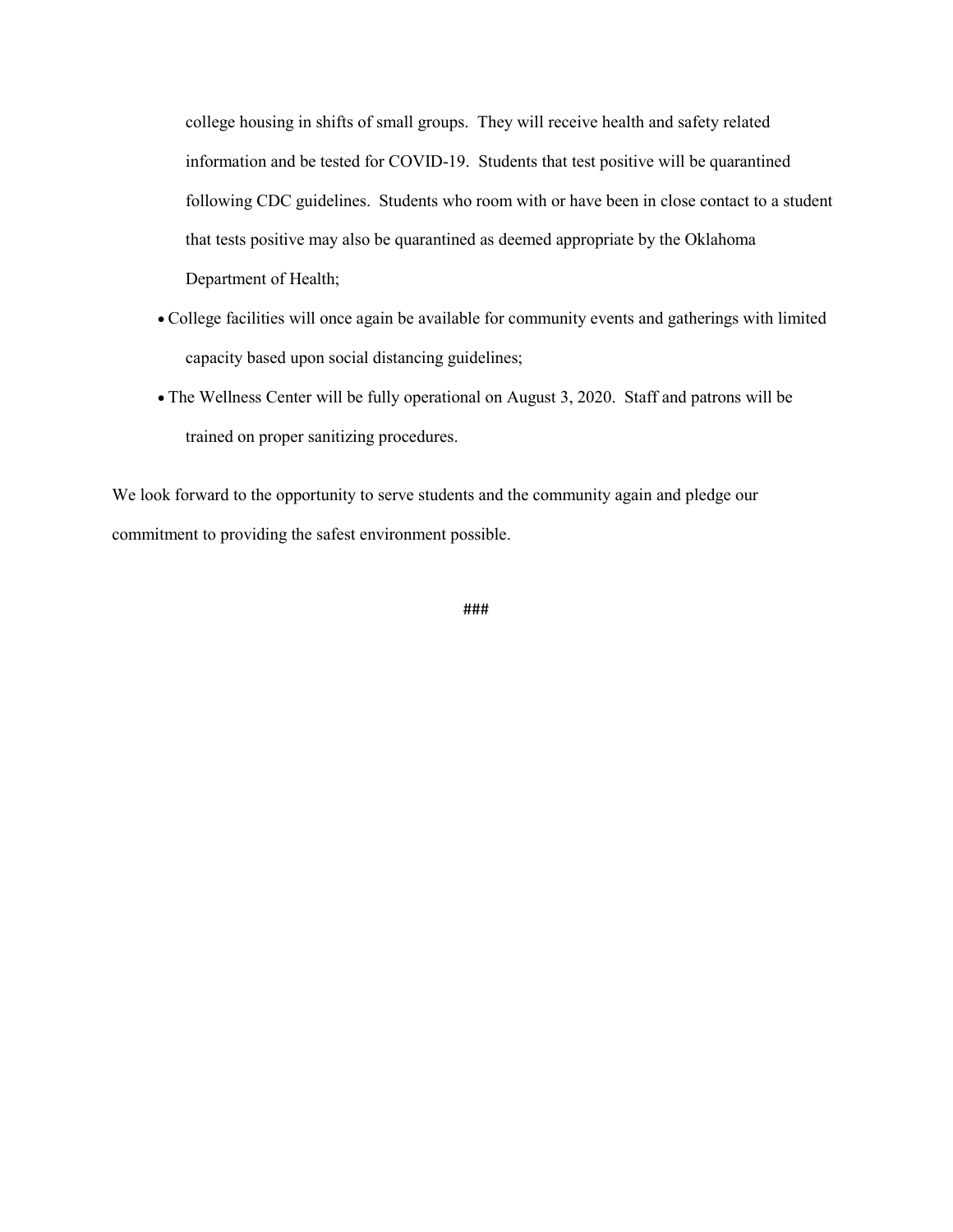college housing in shifts of small groups. They will receive health and safety related information and be tested for COVID-19. Students that test positive will be quarantined following CDC guidelines. Students who room with or have been in close contact to a student that tests positive may also be quarantined as deemed appropriate by the Oklahoma Department of Health;

- College facilities will once again be available for community events and gatherings with limited capacity based upon social distancing guidelines;
- The Wellness Center will be fully operational on August 3, 2020. Staff and patrons will be trained on proper sanitizing procedures.

We look forward to the opportunity to serve students and the community again and pledge our commitment to providing the safest environment possible.

###